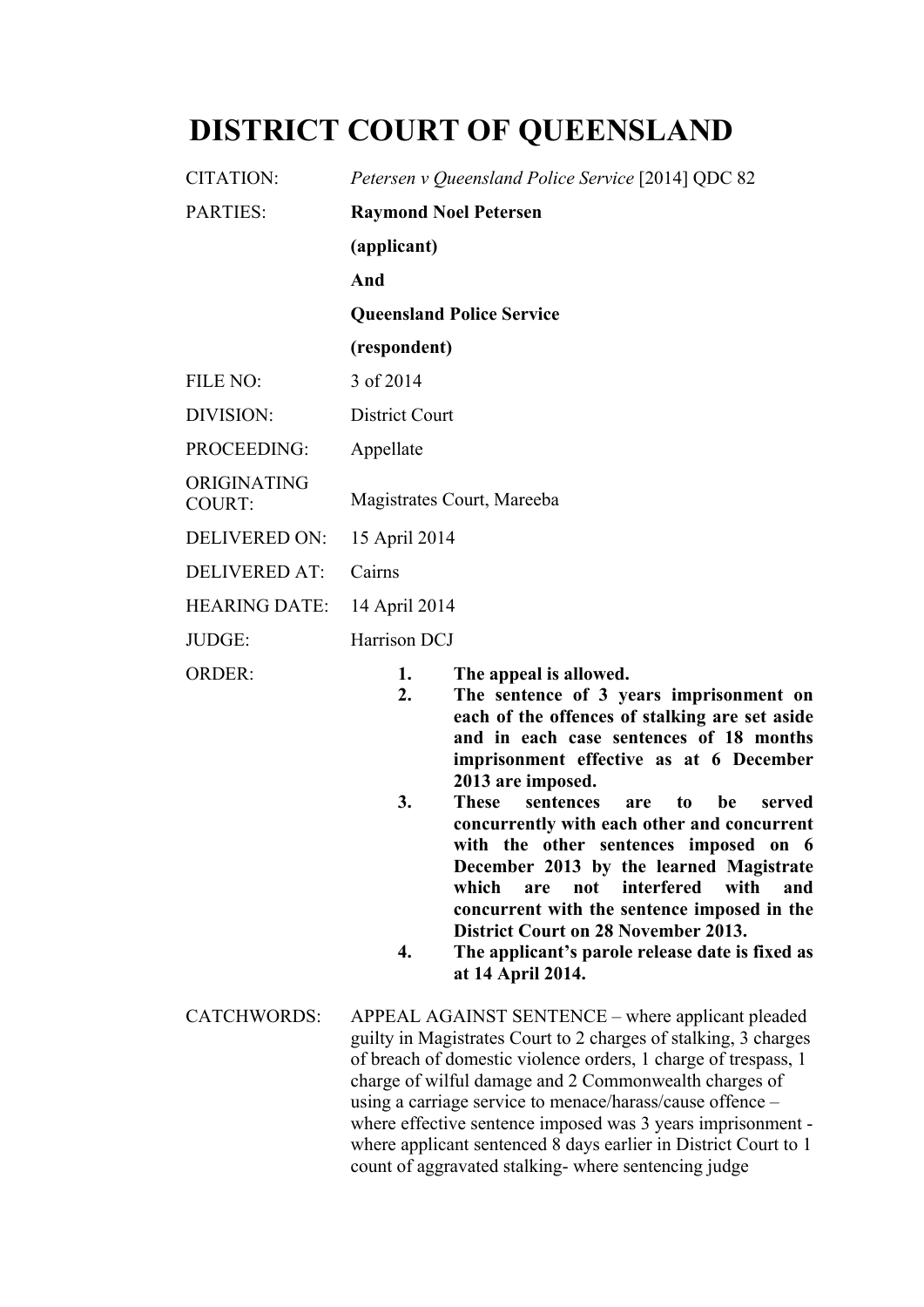# DISTRICT COURT OF QUEENSLAND

| | |
|---|---|
| CITATION: | *Petersen v Queensland Police Service* [2014] QDC 82 |
| PARTIES: | **Raymond Noel Petersen**<br>**(applicant)**<br>**And**<br>**Queensland Police Service**<br>**(respondent)** |
| FILE NO: | 3 of 2014 |
| DIVISION: | District Court |
| PROCEEDING: | Appellate |
| ORIGINATING COURT: | Magistrates Court, Mareeba |
| DELIVERED ON: | 15 April 2014 |
| DELIVERED AT: | Cairns |
| HEARING DATE: | 14 April 2014 |
| JUDGE: | Harrison DCJ |
| ORDER: | **1. The appeal is allowed.**<br>**2. The sentence of 3 years imprisonment on each of the offences of stalking are set aside and in each case sentences of 18 months imprisonment effective as at 6 December 2013 are imposed.**<br>**3. These sentences are to be served concurrently with each other and concurrent with the other sentences imposed on 6 December 2013 by the learned Magistrate which are not interfered with and concurrent with the sentence imposed in the District Court on 28 November 2013.**<br>**4. The applicant's parole release date is fixed as at 14 April 2014.** |
| CATCHWORDS: | APPEAL AGAINST SENTENCE – where applicant pleaded guilty in Magistrates Court to 2 charges of stalking, 3 charges of breach of domestic violence orders, 1 charge of trespass, 1 charge of wilful damage and 2 Commonwealth charges of using a carriage service to menace/harass/cause offence – where effective sentence imposed was 3 years imprisonment - where applicant sentenced 8 days earlier in District Court to 1 count of aggravated stalking- where sentencing judge |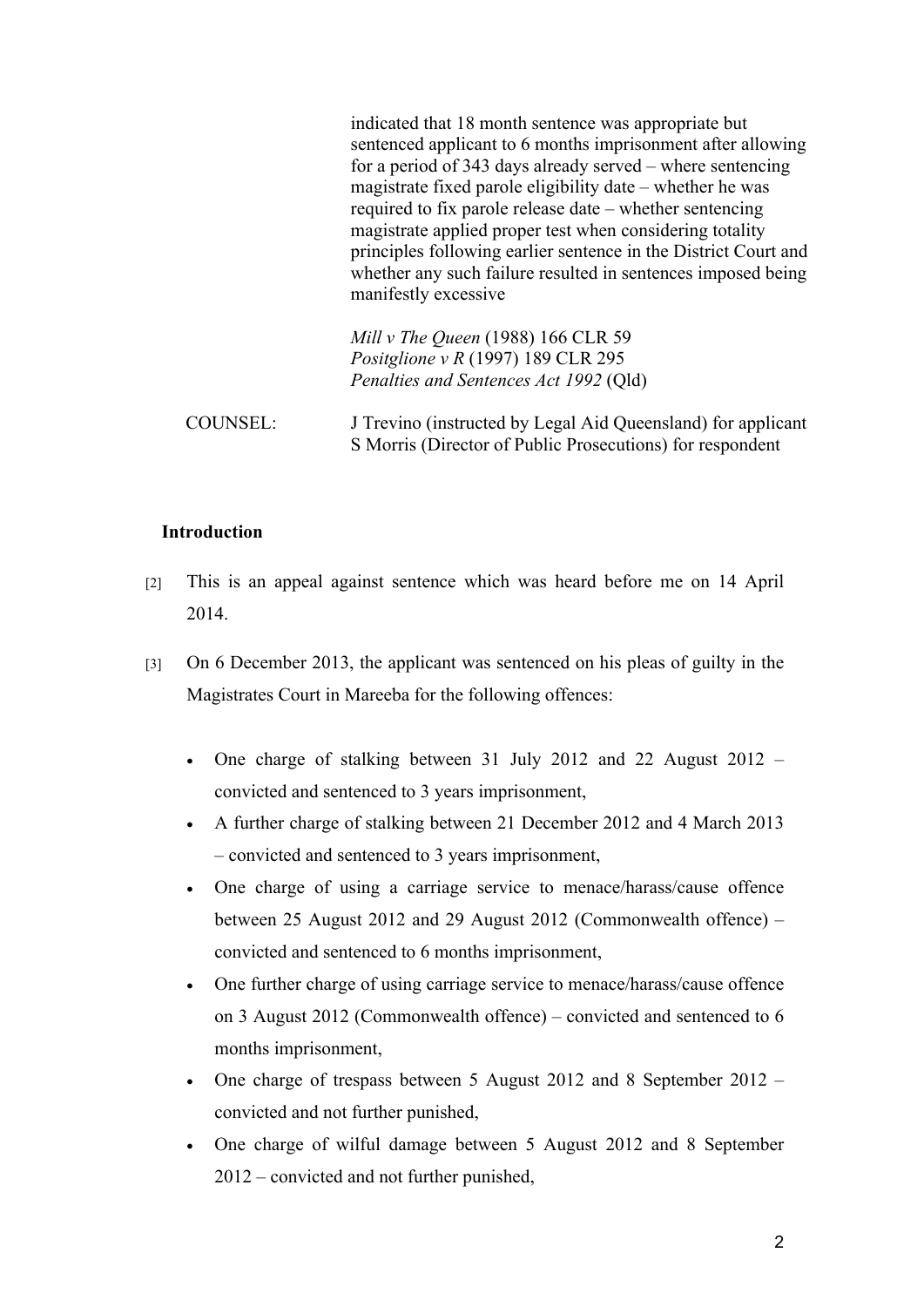indicated that 18 month sentence was appropriate but sentenced applicant to 6 months imprisonment after allowing for a period of 343 days already served – where sentencing magistrate fixed parole eligibility date – whether he was required to fix parole release date – whether sentencing magistrate applied proper test when considering totality principles following earlier sentence in the District Court and whether any such failure resulted in sentences imposed being manifestly excessive

*Mill v The Queen* (1988) 166 CLR 59
*Positglione v R* (1997) 189 CLR 295
*Penalties and Sentences Act 1992* (Qld)

COUNSEL: J Trevino (instructed by Legal Aid Queensland) for applicant
S Morris (Director of Public Prosecutions) for respondent

**Introduction**

[2] This is an appeal against sentence which was heard before me on 14 April 2014.

[3] On 6 December 2013, the applicant was sentenced on his pleas of guilty in the Magistrates Court in Mareeba for the following offences:

- One charge of stalking between 31 July 2012 and 22 August 2012 – convicted and sentenced to 3 years imprisonment,
- A further charge of stalking between 21 December 2012 and 4 March 2013 – convicted and sentenced to 3 years imprisonment,
- One charge of using a carriage service to menace/harass/cause offence between 25 August 2012 and 29 August 2012 (Commonwealth offence) – convicted and sentenced to 6 months imprisonment,
- One further charge of using carriage service to menace/harass/cause offence on 3 August 2012 (Commonwealth offence) – convicted and sentenced to 6 months imprisonment,
- One charge of trespass between 5 August 2012 and 8 September 2012 – convicted and not further punished,
- One charge of wilful damage between 5 August 2012 and 8 September 2012 – convicted and not further punished,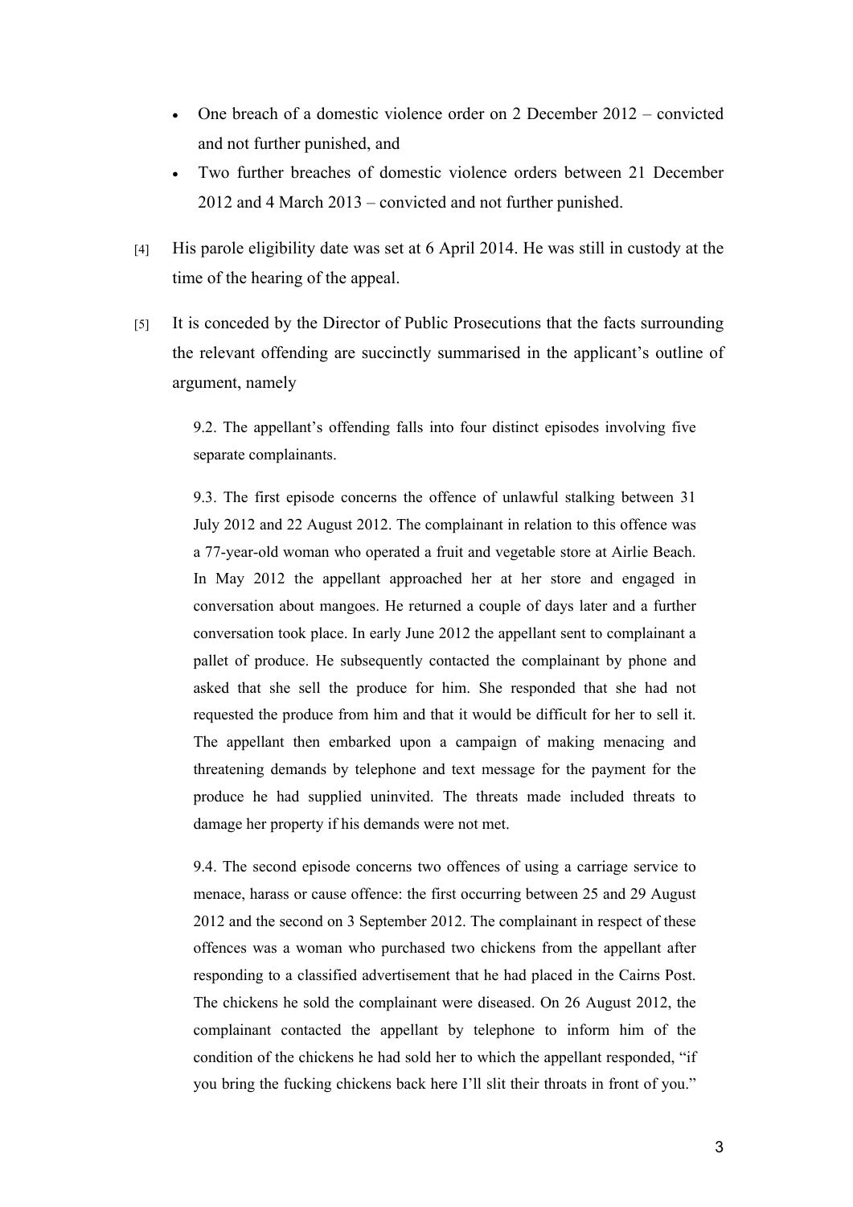- One breach of a domestic violence order on 2 December 2012 – convicted and not further punished, and
- Two further breaches of domestic violence orders between 21 December 2012 and 4 March 2013 – convicted and not further punished.

[4] His parole eligibility date was set at 6 April 2014. He was still in custody at the time of the hearing of the appeal.

[5] It is conceded by the Director of Public Prosecutions that the facts surrounding the relevant offending are succinctly summarised in the applicant's outline of argument, namely

> 9.2. The appellant's offending falls into four distinct episodes involving five separate complainants.
>
> 9.3. The first episode concerns the offence of unlawful stalking between 31 July 2012 and 22 August 2012. The complainant in relation to this offence was a 77-year-old woman who operated a fruit and vegetable store at Airlie Beach. In May 2012 the appellant approached her at her store and engaged in conversation about mangoes. He returned a couple of days later and a further conversation took place. In early June 2012 the appellant sent to complainant a pallet of produce. He subsequently contacted the complainant by phone and asked that she sell the produce for him. She responded that she had not requested the produce from him and that it would be difficult for her to sell it. The appellant then embarked upon a campaign of making menacing and threatening demands by telephone and text message for the payment for the produce he had supplied uninvited. The threats made included threats to damage her property if his demands were not met.
>
> 9.4. The second episode concerns two offences of using a carriage service to menace, harass or cause offence: the first occurring between 25 and 29 August 2012 and the second on 3 September 2012. The complainant in respect of these offences was a woman who purchased two chickens from the appellant after responding to a classified advertisement that he had placed in the Cairns Post. The chickens he sold the complainant were diseased. On 26 August 2012, the complainant contacted the appellant by telephone to inform him of the condition of the chickens he had sold her to which the appellant responded, "if you bring the fucking chickens back here I'll slit their throats in front of you."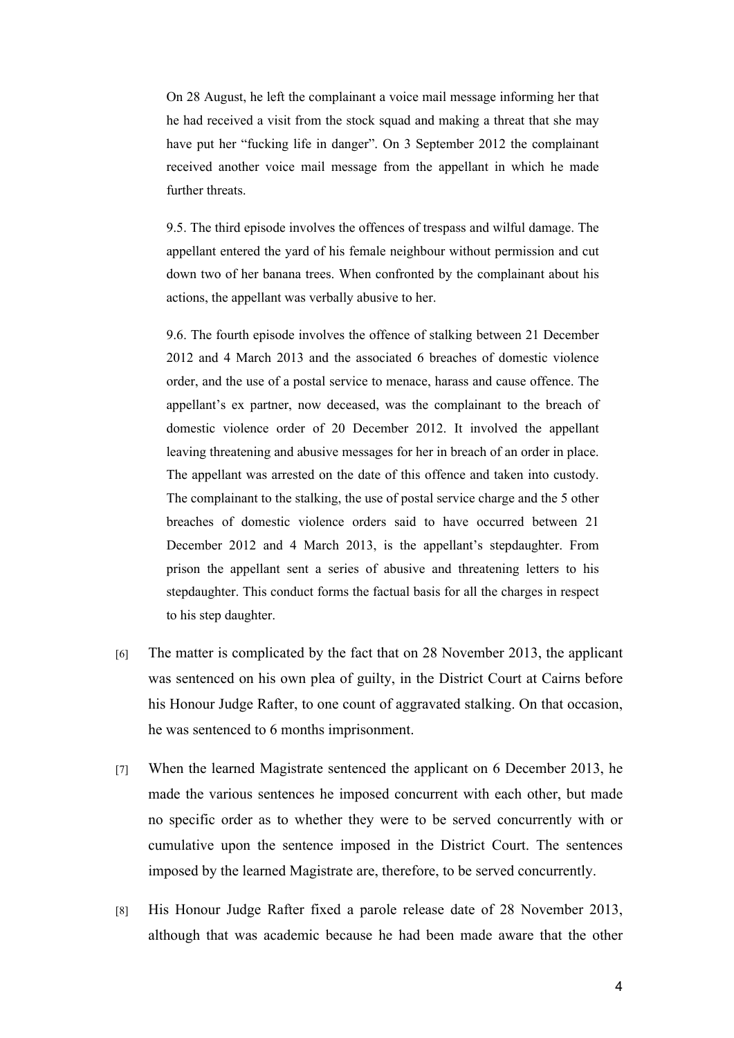> On 28 August, he left the complainant a voice mail message informing her that he had received a visit from the stock squad and making a threat that she may have put her "fucking life in danger". On 3 September 2012 the complainant received another voice mail message from the appellant in which he made further threats.
>
> 9.5. The third episode involves the offences of trespass and wilful damage. The appellant entered the yard of his female neighbour without permission and cut down two of her banana trees. When confronted by the complainant about his actions, the appellant was verbally abusive to her.
>
> 9.6. The fourth episode involves the offence of stalking between 21 December 2012 and 4 March 2013 and the associated 6 breaches of domestic violence order, and the use of a postal service to menace, harass and cause offence. The appellant's ex partner, now deceased, was the complainant to the breach of domestic violence order of 20 December 2012. It involved the appellant leaving threatening and abusive messages for her in breach of an order in place. The appellant was arrested on the date of this offence and taken into custody. The complainant to the stalking, the use of postal service charge and the 5 other breaches of domestic violence orders said to have occurred between 21 December 2012 and 4 March 2013, is the appellant's stepdaughter. From prison the appellant sent a series of abusive and threatening letters to his stepdaughter. This conduct forms the factual basis for all the charges in respect to his step daughter.

[6] The matter is complicated by the fact that on 28 November 2013, the applicant was sentenced on his own plea of guilty, in the District Court at Cairns before his Honour Judge Rafter, to one count of aggravated stalking. On that occasion, he was sentenced to 6 months imprisonment.

[7] When the learned Magistrate sentenced the applicant on 6 December 2013, he made the various sentences he imposed concurrent with each other, but made no specific order as to whether they were to be served concurrently with or cumulative upon the sentence imposed in the District Court. The sentences imposed by the learned Magistrate are, therefore, to be served concurrently.

[8] His Honour Judge Rafter fixed a parole release date of 28 November 2013, although that was academic because he had been made aware that the other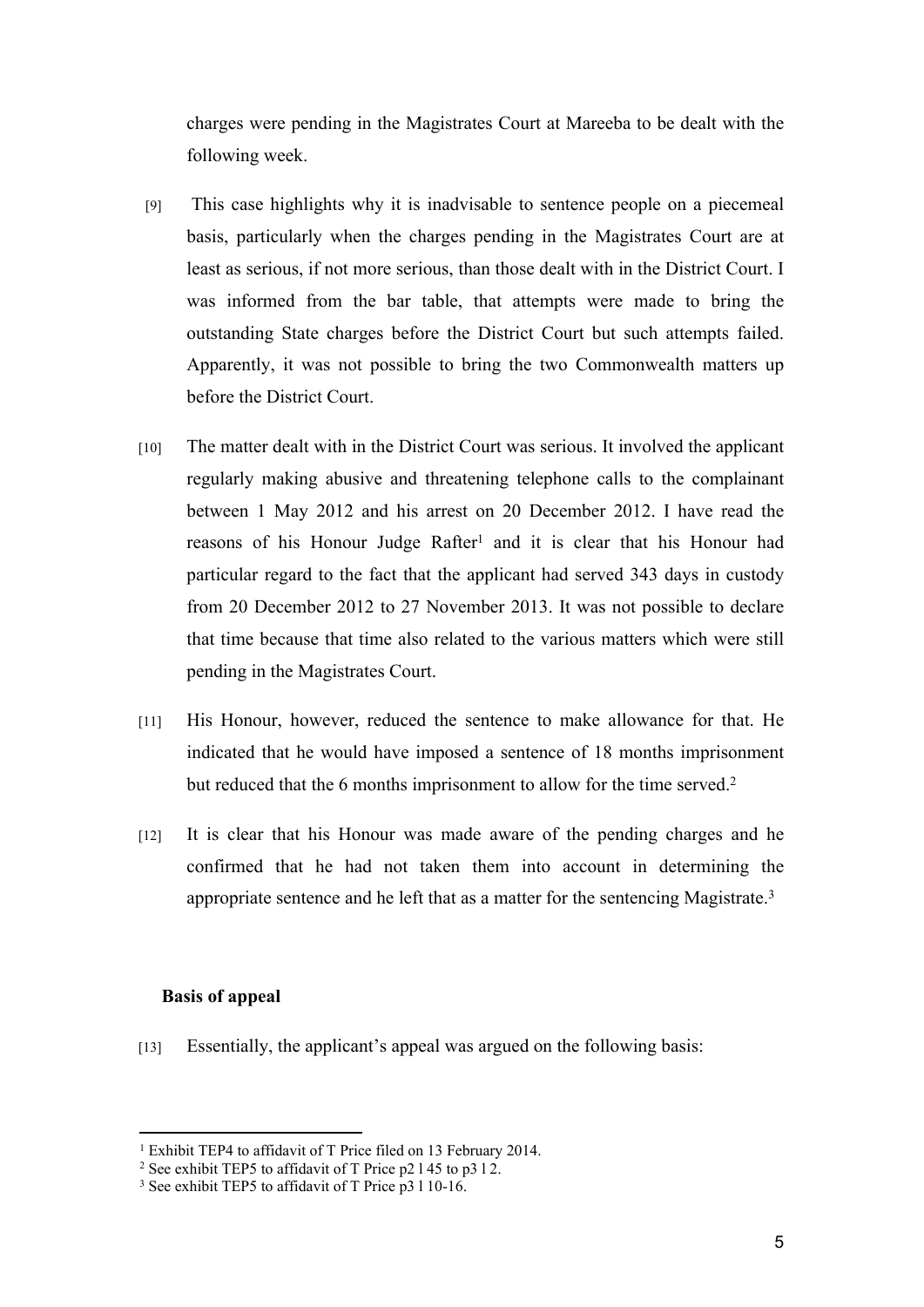charges were pending in the Magistrates Court at Mareeba to be dealt with the following week.

[9] This case highlights why it is inadvisable to sentence people on a piecemeal basis, particularly when the charges pending in the Magistrates Court are at least as serious, if not more serious, than those dealt with in the District Court. I was informed from the bar table, that attempts were made to bring the outstanding State charges before the District Court but such attempts failed. Apparently, it was not possible to bring the two Commonwealth matters up before the District Court.

[10] The matter dealt with in the District Court was serious. It involved the applicant regularly making abusive and threatening telephone calls to the complainant between 1 May 2012 and his arrest on 20 December 2012. I have read the reasons of his Honour Judge Rafter[1] and it is clear that his Honour had particular regard to the fact that the applicant had served 343 days in custody from 20 December 2012 to 27 November 2013. It was not possible to declare that time because that time also related to the various matters which were still pending in the Magistrates Court.

[11] His Honour, however, reduced the sentence to make allowance for that. He indicated that he would have imposed a sentence of 18 months imprisonment but reduced that the 6 months imprisonment to allow for the time served.[2]

[12] It is clear that his Honour was made aware of the pending charges and he confirmed that he had not taken them into account in determining the appropriate sentence and he left that as a matter for the sentencing Magistrate.[3]

**Basis of appeal**

[13] Essentially, the applicant's appeal was argued on the following basis:

---

[1] Exhibit TEP4 to affidavit of T Price filed on 13 February 2014.

[2] See exhibit TEP5 to affidavit of T Price p2 l 45 to p3 l 2.

[3] See exhibit TEP5 to affidavit of T Price p3 l 10-16.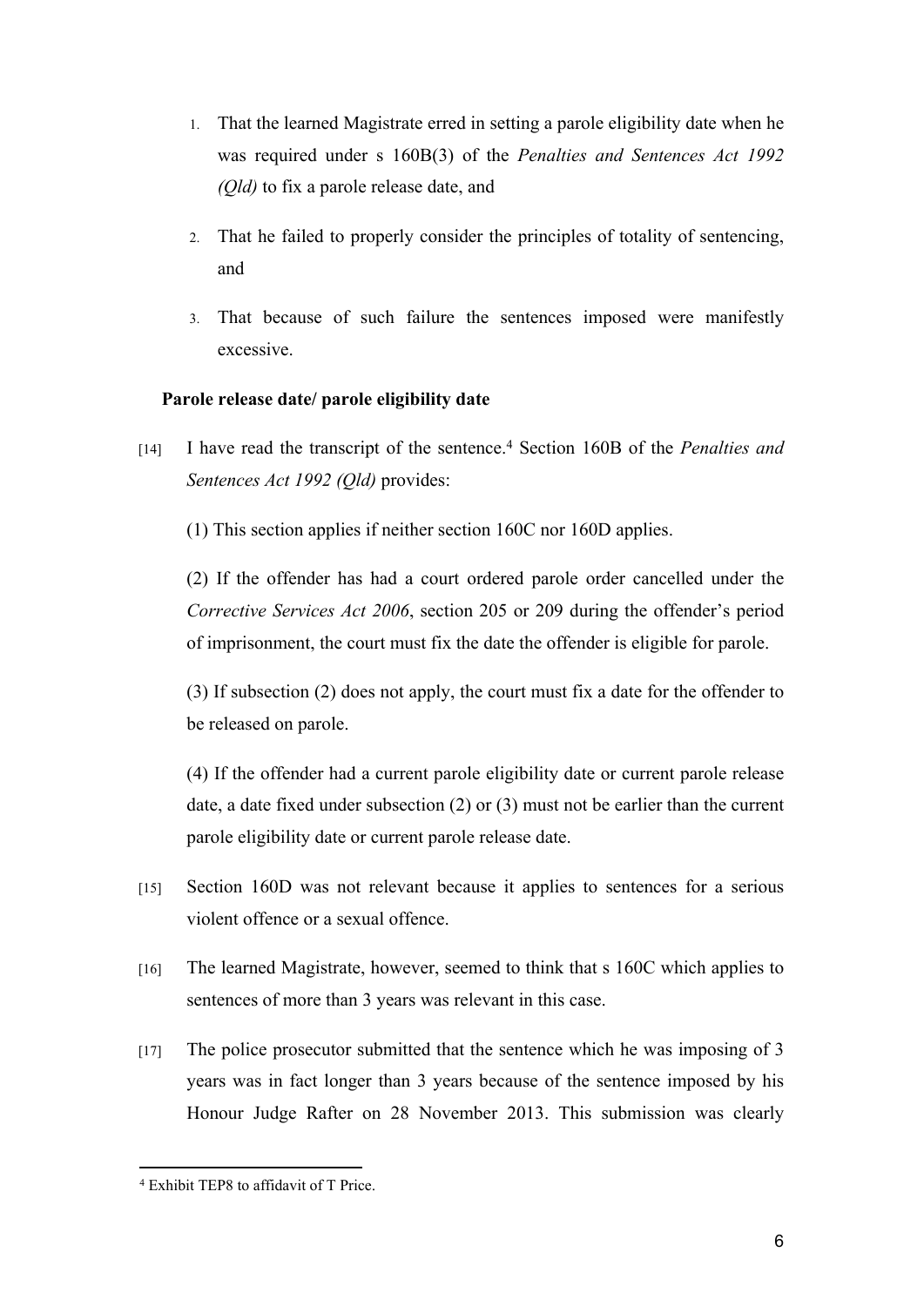1. That the learned Magistrate erred in setting a parole eligibility date when he was required under s 160B(3) of the *Penalties and Sentences Act 1992 (Qld)* to fix a parole release date, and

2. That he failed to properly consider the principles of totality of sentencing, and

3. That because of such failure the sentences imposed were manifestly excessive.

**Parole release date/ parole eligibility date**

[14] I have read the transcript of the sentence.[4] Section 160B of the *Penalties and Sentences Act 1992 (Qld)* provides:

(1) This section applies if neither section 160C nor 160D applies.

(2) If the offender has had a court ordered parole order cancelled under the *Corrective Services Act 2006*, section 205 or 209 during the offender's period of imprisonment, the court must fix the date the offender is eligible for parole.

(3) If subsection (2) does not apply, the court must fix a date for the offender to be released on parole.

(4) If the offender had a current parole eligibility date or current parole release date, a date fixed under subsection (2) or (3) must not be earlier than the current parole eligibility date or current parole release date.

[15] Section 160D was not relevant because it applies to sentences for a serious violent offence or a sexual offence.

[16] The learned Magistrate, however, seemed to think that s 160C which applies to sentences of more than 3 years was relevant in this case.

[17] The police prosecutor submitted that the sentence which he was imposing of 3 years was in fact longer than 3 years because of the sentence imposed by his Honour Judge Rafter on 28 November 2013. This submission was clearly

[4] Exhibit TEP8 to affidavit of T Price.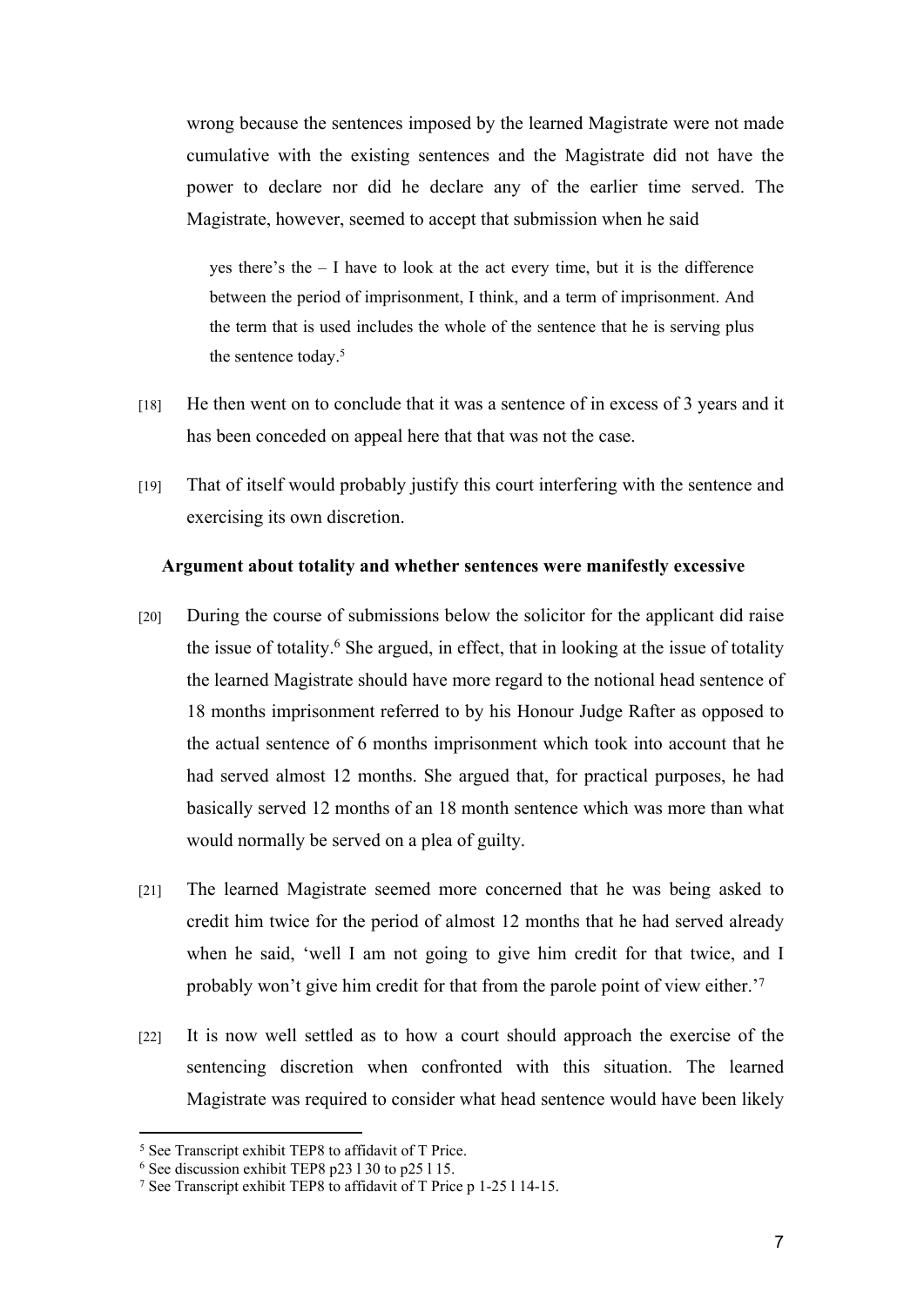wrong because the sentences imposed by the learned Magistrate were not made cumulative with the existing sentences and the Magistrate did not have the power to declare nor did he declare any of the earlier time served. The Magistrate, however, seemed to accept that submission when he said

> yes there's the – I have to look at the act every time, but it is the difference between the period of imprisonment, I think, and a term of imprisonment. And the term that is used includes the whole of the sentence that he is serving plus the sentence today.[5]

[18] He then went on to conclude that it was a sentence of in excess of 3 years and it has been conceded on appeal here that that was not the case.

[19] That of itself would probably justify this court interfering with the sentence and exercising its own discretion.

**Argument about totality and whether sentences were manifestly excessive**

[20] During the course of submissions below the solicitor for the applicant did raise the issue of totality.[6] She argued, in effect, that in looking at the issue of totality the learned Magistrate should have more regard to the notional head sentence of 18 months imprisonment referred to by his Honour Judge Rafter as opposed to the actual sentence of 6 months imprisonment which took into account that he had served almost 12 months. She argued that, for practical purposes, he had basically served 12 months of an 18 month sentence which was more than what would normally be served on a plea of guilty.

[21] The learned Magistrate seemed more concerned that he was being asked to credit him twice for the period of almost 12 months that he had served already when he said, 'well I am not going to give him credit for that twice, and I probably won't give him credit for that from the parole point of view either.'[7]

[22] It is now well settled as to how a court should approach the exercise of the sentencing discretion when confronted with this situation. The learned Magistrate was required to consider what head sentence would have been likely

---

[5] See Transcript exhibit TEP8 to affidavit of T Price.

[6] See discussion exhibit TEP8 p23 l 30 to p25 l 15.

[7] See Transcript exhibit TEP8 to affidavit of T Price p 1-25 l 14-15.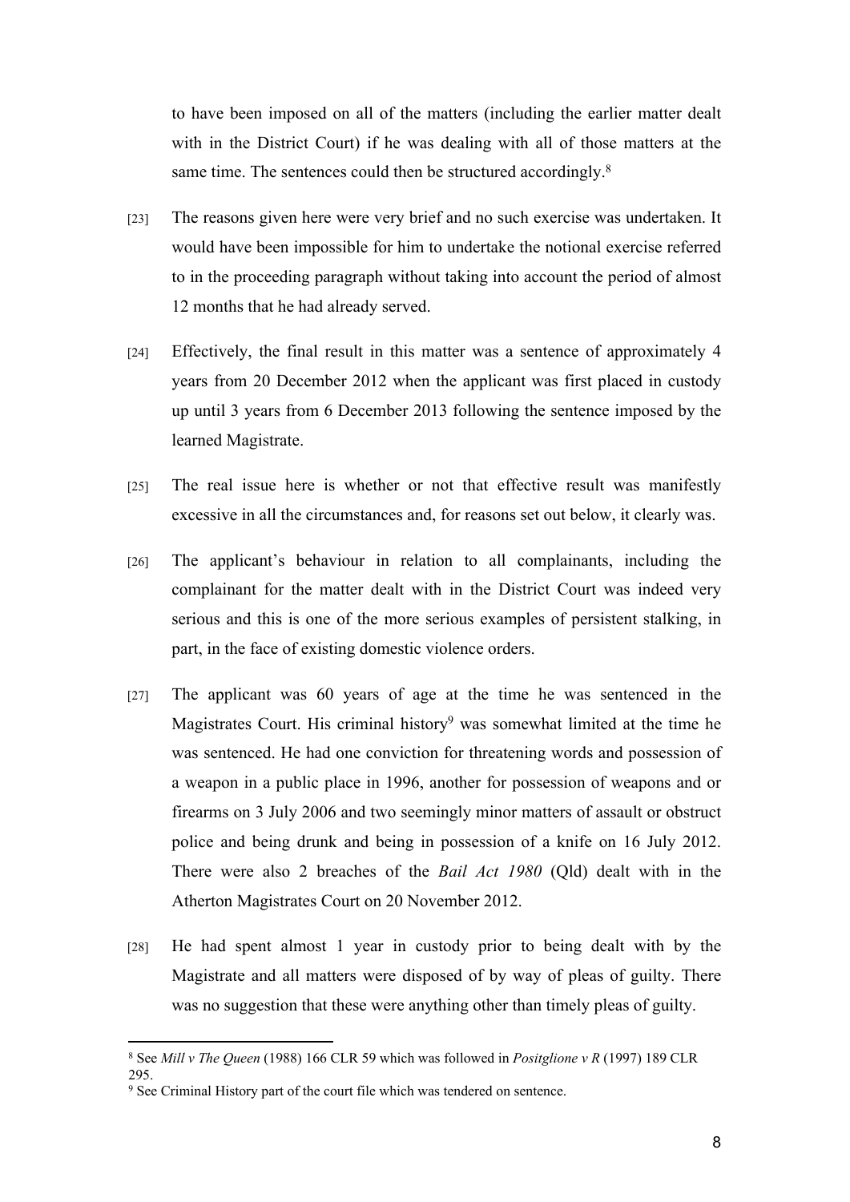to have been imposed on all of the matters (including the earlier matter dealt with in the District Court) if he was dealing with all of those matters at the same time. The sentences could then be structured accordingly.[8]

[23] The reasons given here were very brief and no such exercise was undertaken. It would have been impossible for him to undertake the notional exercise referred to in the proceeding paragraph without taking into account the period of almost 12 months that he had already served.

[24] Effectively, the final result in this matter was a sentence of approximately 4 years from 20 December 2012 when the applicant was first placed in custody up until 3 years from 6 December 2013 following the sentence imposed by the learned Magistrate.

[25] The real issue here is whether or not that effective result was manifestly excessive in all the circumstances and, for reasons set out below, it clearly was.

[26] The applicant's behaviour in relation to all complainants, including the complainant for the matter dealt with in the District Court was indeed very serious and this is one of the more serious examples of persistent stalking, in part, in the face of existing domestic violence orders.

[27] The applicant was 60 years of age at the time he was sentenced in the Magistrates Court. His criminal history[9] was somewhat limited at the time he was sentenced. He had one conviction for threatening words and possession of a weapon in a public place in 1996, another for possession of weapons and or firearms on 3 July 2006 and two seemingly minor matters of assault or obstruct police and being drunk and being in possession of a knife on 16 July 2012. There were also 2 breaches of the *Bail Act 1980* (Qld) dealt with in the Atherton Magistrates Court on 20 November 2012.

[28] He had spent almost 1 year in custody prior to being dealt with by the Magistrate and all matters were disposed of by way of pleas of guilty. There was no suggestion that these were anything other than timely pleas of guilty.

---

[8] See *Mill v The Queen* (1988) 166 CLR 59 which was followed in *Positglione v R* (1997) 189 CLR 295.

[9] See Criminal History part of the court file which was tendered on sentence.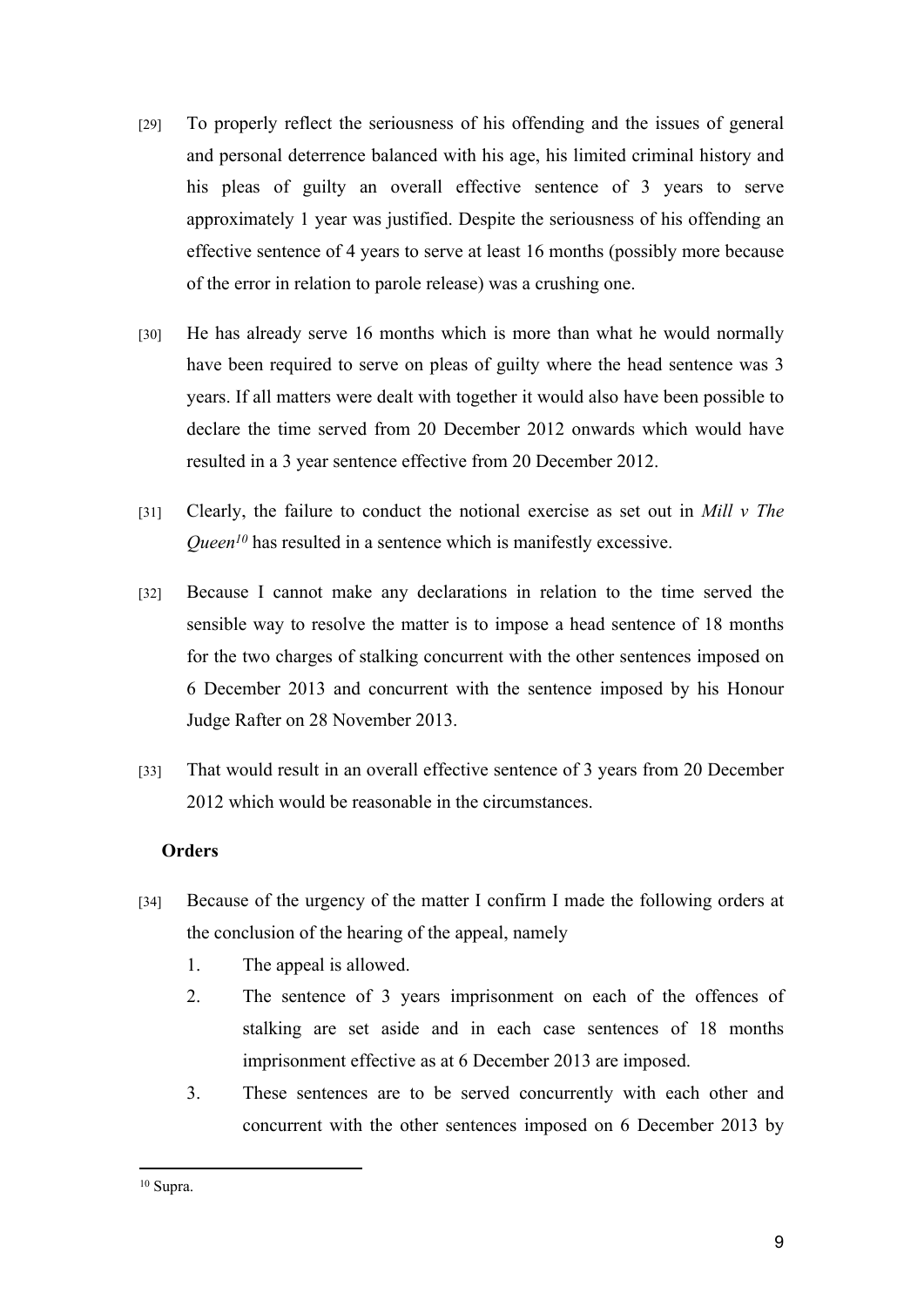[29] To properly reflect the seriousness of his offending and the issues of general and personal deterrence balanced with his age, his limited criminal history and his pleas of guilty an overall effective sentence of 3 years to serve approximately 1 year was justified. Despite the seriousness of his offending an effective sentence of 4 years to serve at least 16 months (possibly more because of the error in relation to parole release) was a crushing one.

[30] He has already serve 16 months which is more than what he would normally have been required to serve on pleas of guilty where the head sentence was 3 years. If all matters were dealt with together it would also have been possible to declare the time served from 20 December 2012 onwards which would have resulted in a 3 year sentence effective from 20 December 2012.

[31] Clearly, the failure to conduct the notional exercise as set out in *Mill v The Queen*[10] has resulted in a sentence which is manifestly excessive.

[32] Because I cannot make any declarations in relation to the time served the sensible way to resolve the matter is to impose a head sentence of 18 months for the two charges of stalking concurrent with the other sentences imposed on 6 December 2013 and concurrent with the sentence imposed by his Honour Judge Rafter on 28 November 2013.

[33] That would result in an overall effective sentence of 3 years from 20 December 2012 which would be reasonable in the circumstances.

**Orders**

[34] Because of the urgency of the matter I confirm I made the following orders at the conclusion of the hearing of the appeal, namely

1. The appeal is allowed.
2. The sentence of 3 years imprisonment on each of the offences of stalking are set aside and in each case sentences of 18 months imprisonment effective as at 6 December 2013 are imposed.
3. These sentences are to be served concurrently with each other and concurrent with the other sentences imposed on 6 December 2013 by

[10] Supra.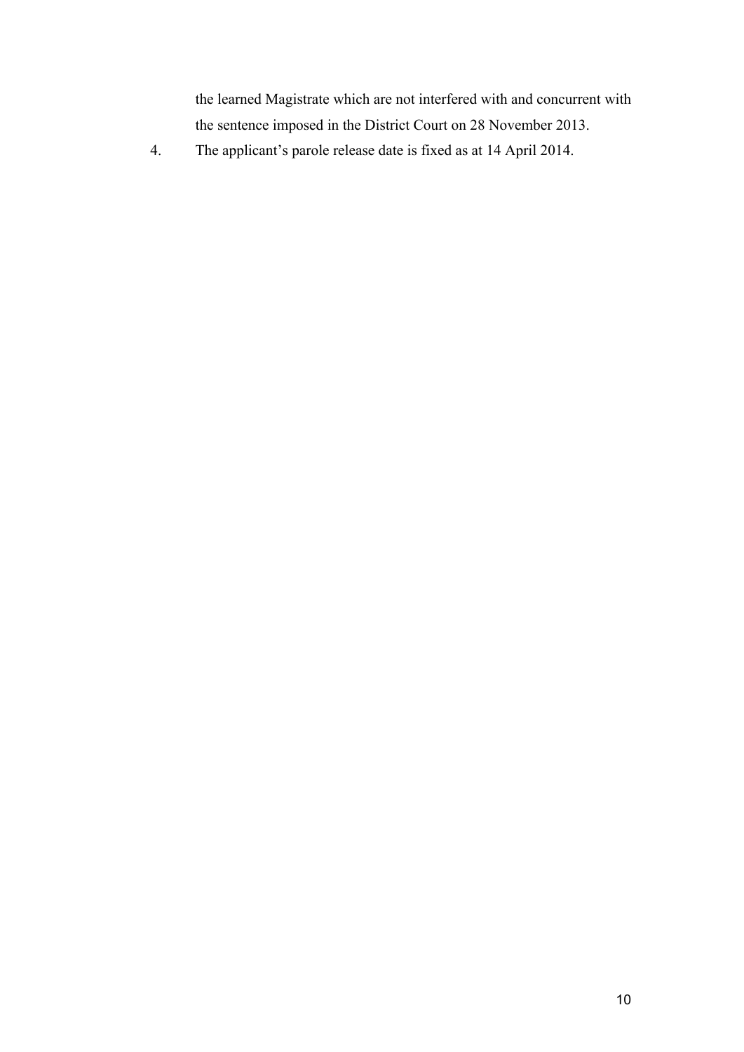the learned Magistrate which are not interfered with and concurrent with the sentence imposed in the District Court on 28 November 2013.

4. The applicant's parole release date is fixed as at 14 April 2014.